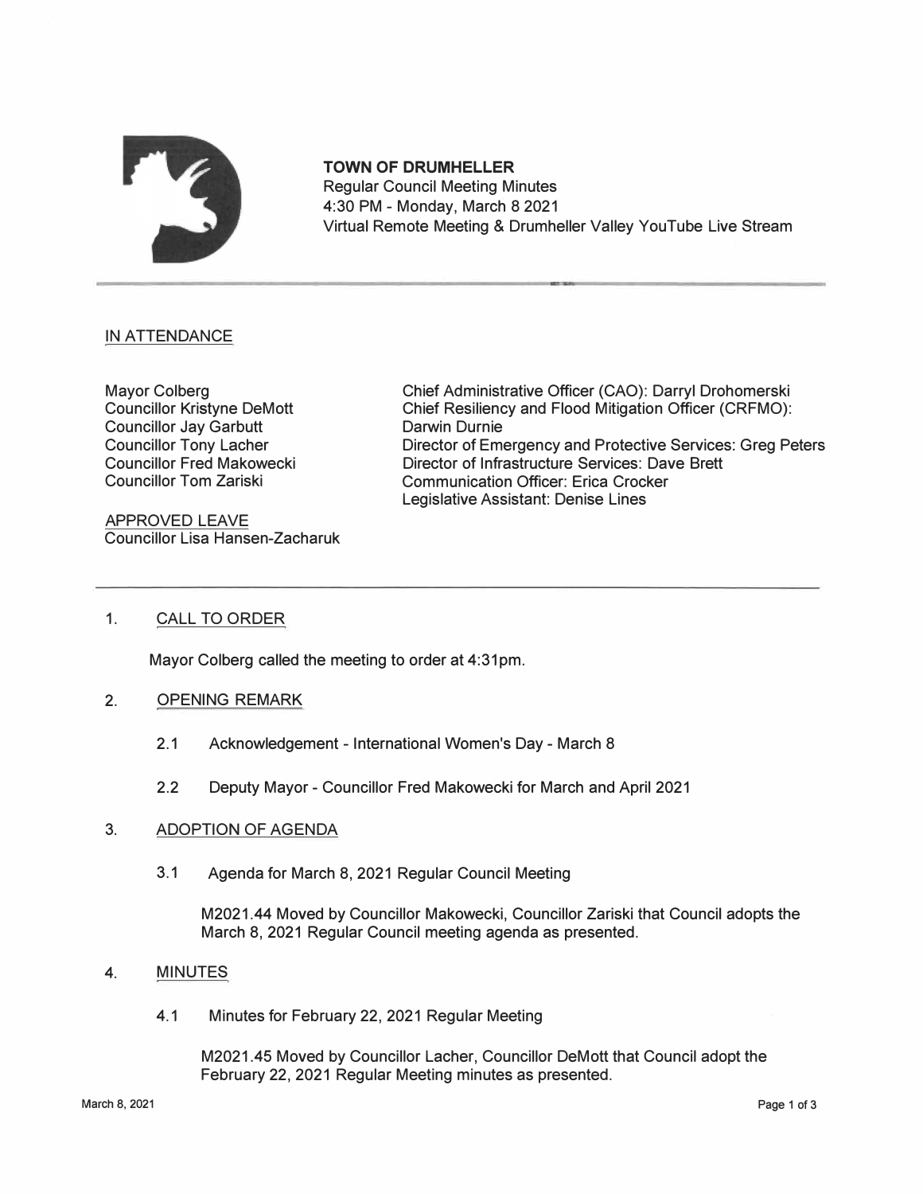**TOWN OF DRUMHELLER**
Regular Council Meeting Minutes
4:30 PM - Monday, March 8 2021
Virtual Remote Meeting & Drumheller Valley YouTube Live Stream

---

IN ATTENDANCE

Mayor Colberg
Councillor Kristyne DeMott
Councillor Jay Garbutt
Councillor Tony Lacher
Councillor Fred Makowecki
Councillor Tom Zariski

Chief Administrative Officer (CAO): Darryl Drohomerski
Chief Resiliency and Flood Mitigation Officer (CRFMO): Darwin Durnie
Director of Emergency and Protective Services: Greg Peters
Director of Infrastructure Services: Dave Brett
Communication Officer: Erica Crocker
Legislative Assistant: Denise Lines

APPROVED LEAVE
Councillor Lisa Hansen-Zacharuk

---

1. CALL TO ORDER

Mayor Colberg called the meeting to order at 4:31pm.

2. OPENING REMARK

 2.1 Acknowledgement - International Women's Day - March 8

 2.2 Deputy Mayor - Councillor Fred Makowecki for March and April 2021

3. ADOPTION OF AGENDA

 3.1 Agenda for March 8, 2021 Regular Council Meeting

 M2021.44 Moved by Councillor Makowecki, Councillor Zariski that Council adopts the March 8, 2021 Regular Council meeting agenda as presented.

4. MINUTES

 4.1 Minutes for February 22, 2021 Regular Meeting

 M2021.45 Moved by Councillor Lacher, Councillor DeMott that Council adopt the February 22, 2021 Regular Meeting minutes as presented.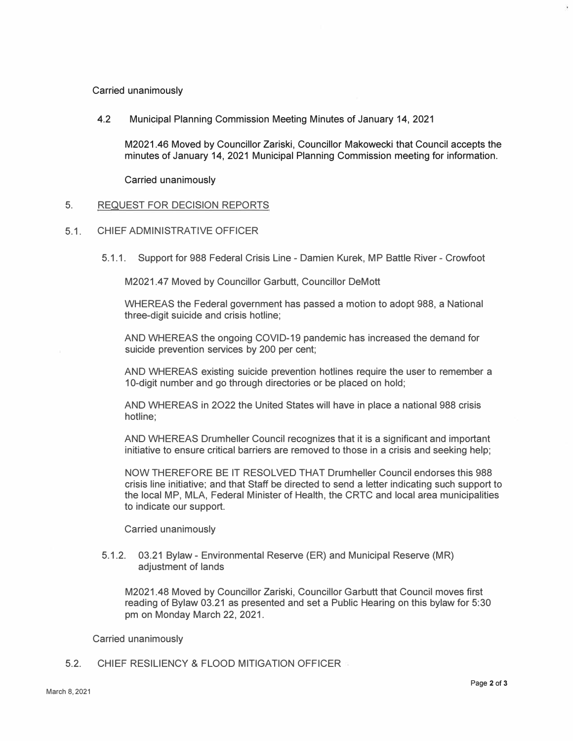Carried unanimously

4.2 Municipal Planning Commission Meeting Minutes of January 14, 2021

M2021.46 Moved by Councillor Zariski, Councillor Makowecki that Council accepts the minutes of January 14, 2021 Municipal Planning Commission meeting for information.

Carried unanimously

## 5. REQUEST FOR DECISION REPORTS

### 5.1. CHIEF ADMINISTRATIVE OFFICER

5.1.1. Support for 988 Federal Crisis Line - Damien Kurek, MP Battle River - Crowfoot

M2021.47 Moved by Councillor Garbutt, Councillor DeMott

WHEREAS the Federal government has passed a motion to adopt 988, a National three-digit suicide and crisis hotline;

AND WHEREAS the ongoing COVID-19 pandemic has increased the demand for suicide prevention services by 200 per cent;

AND WHEREAS existing suicide prevention hotlines require the user to remember a 10-digit number and go through directories or be placed on hold;

AND WHEREAS in 2O22 the United States will have in place a national 988 crisis hotline;

AND WHEREAS Drumheller Council recognizes that it is a significant and important initiative to ensure critical barriers are removed to those in a crisis and seeking help;

NOW THEREFORE BE IT RESOLVED THAT Drumheller Council endorses this 988 crisis line initiative; and that Staff be directed to send a letter indicating such support to the local MP, MLA, Federal Minister of Health, the CRTC and local area municipalities to indicate our support.

Carried unanimously

5.1.2. 03.21 Bylaw - Environmental Reserve (ER) and Municipal Reserve (MR) adjustment of lands

M2021.48 Moved by Councillor Zariski, Councillor Garbutt that Council moves first reading of Bylaw 03.21 as presented and set a Public Hearing on this bylaw for 5:30 pm on Monday March 22, 2021.

Carried unanimously

### 5.2. CHIEF RESILIENCY & FLOOD MITIGATION OFFICER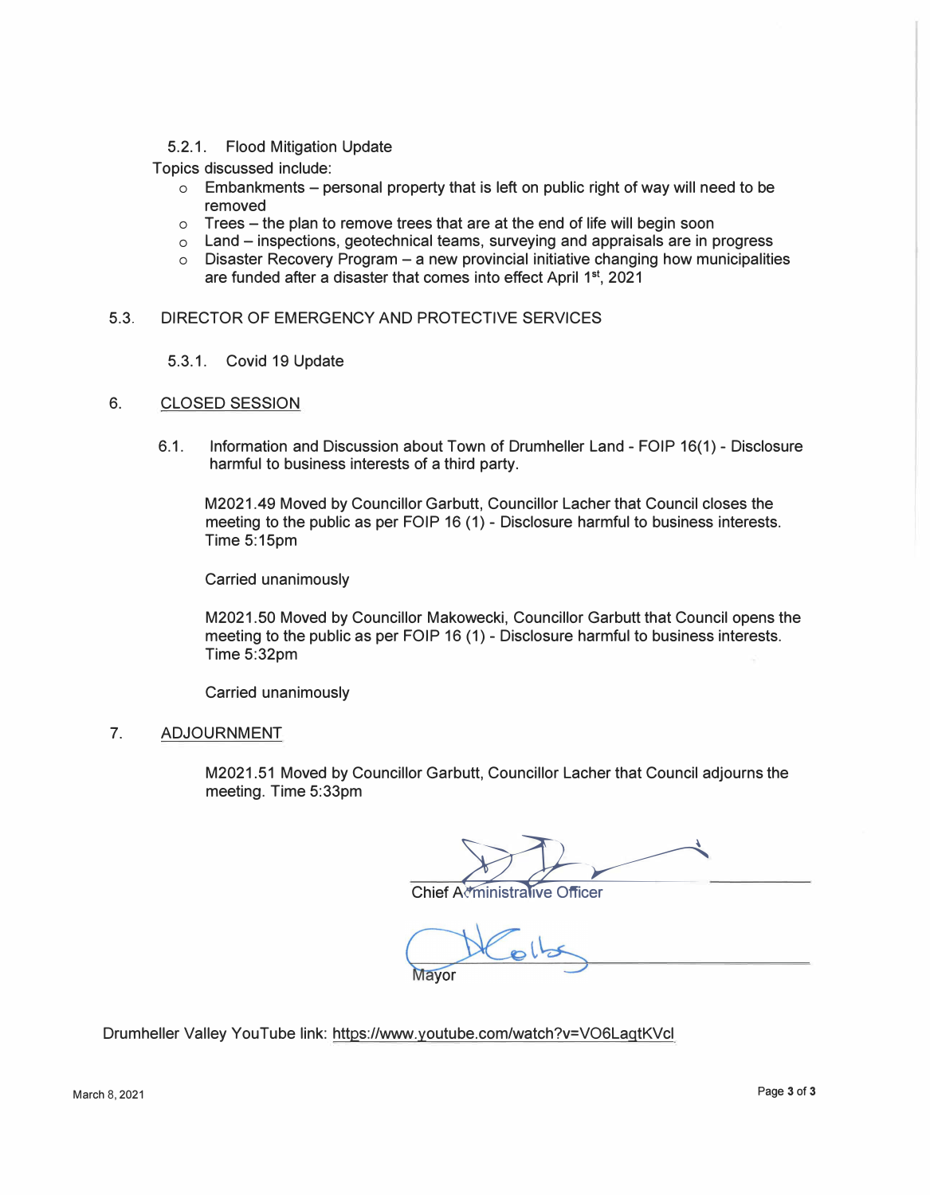5.2.1. Flood Mitigation Update

Topics discussed include:

- Embankments – personal property that is left on public right of way will need to be removed
- Trees – the plan to remove trees that are at the end of life will begin soon
- Land – inspections, geotechnical teams, surveying and appraisals are in progress
- Disaster Recovery Program – a new provincial initiative changing how municipalities are funded after a disaster that comes into effect April 1st, 2021

5.3. DIRECTOR OF EMERGENCY AND PROTECTIVE SERVICES

5.3.1. Covid 19 Update

## 6. CLOSED SESSION

6.1. Information and Discussion about Town of Drumheller Land - FOIP 16(1) - Disclosure harmful to business interests of a third party.

M2021.49 Moved by Councillor Garbutt, Councillor Lacher that Council closes the meeting to the public as per FOIP 16 (1) - Disclosure harmful to business interests. Time 5:15pm

Carried unanimously

M2021.50 Moved by Councillor Makowecki, Councillor Garbutt that Council opens the meeting to the public as per FOIP 16 (1) - Disclosure harmful to business interests. Time 5:32pm

Carried unanimously

## 7. ADJOURNMENT

M2021.51 Moved by Councillor Garbutt, Councillor Lacher that Council adjourns the meeting. Time 5:33pm

Chief Administrative Officer

Mayor

Drumheller Valley YouTube link: https://www.youtube.com/watch?v=VO6LaqtKVcl

March 8, 2021